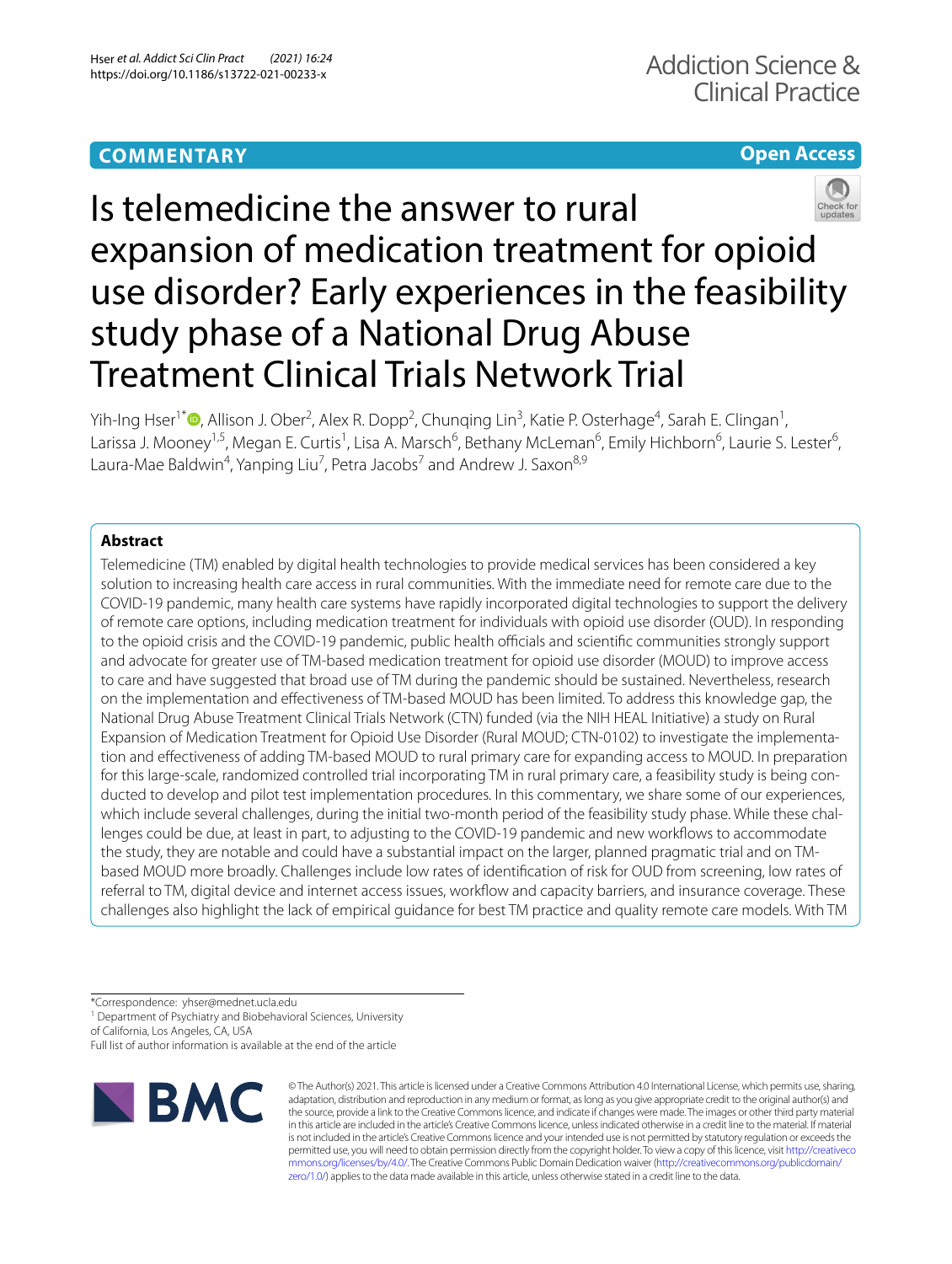COMMENTARY

Open Access

# Is telemedicine the answer to rural expansion of medication treatment for opioid use disorder? Early experiences in the feasibility study phase of a National Drug Abuse Treatment Clinical Trials Network Trial

Yih-Ing Hser[1*], Allison J. Ober[2], Alex R. Dopp[2], Chunqing Lin[3], Katie P. Osterhage[4], Sarah E. Clingan[1], Larissa J. Mooney[1,5], Megan E. Curtis[1], Lisa A. Marsch[6], Bethany McLeman[6], Emily Hichborn[6], Laurie S. Lester[6], Laura-Mae Baldwin[4], Yanping Liu[7], Petra Jacobs[7] and Andrew J. Saxon[8,9]

## Abstract

Telemedicine (TM) enabled by digital health technologies to provide medical services has been considered a key solution to increasing health care access in rural communities. With the immediate need for remote care due to the COVID-19 pandemic, many health care systems have rapidly incorporated digital technologies to support the delivery of remote care options, including medication treatment for individuals with opioid use disorder (OUD). In responding to the opioid crisis and the COVID-19 pandemic, public health officials and scientific communities strongly support and advocate for greater use of TM-based medication treatment for opioid use disorder (MOUD) to improve access to care and have suggested that broad use of TM during the pandemic should be sustained. Nevertheless, research on the implementation and effectiveness of TM-based MOUD has been limited. To address this knowledge gap, the National Drug Abuse Treatment Clinical Trials Network (CTN) funded (via the NIH HEAL Initiative) a study on Rural Expansion of Medication Treatment for Opioid Use Disorder (Rural MOUD; CTN-0102) to investigate the implementation and effectiveness of adding TM-based MOUD to rural primary care for expanding access to MOUD. In preparation for this large-scale, randomized controlled trial incorporating TM in rural primary care, a feasibility study is being conducted to develop and pilot test implementation procedures. In this commentary, we share some of our experiences, which include several challenges, during the initial two-month period of the feasibility study phase. While these challenges could be due, at least in part, to adjusting to the COVID-19 pandemic and new workflows to accommodate the study, they are notable and could have a substantial impact on the larger, planned pragmatic trial and on TM-based MOUD more broadly. Challenges include low rates of identification of risk for OUD from screening, low rates of referral to TM, digital device and internet access issues, workflow and capacity barriers, and insurance coverage. These challenges also highlight the lack of empirical guidance for best TM practice and quality remote care models. With TM

*Correspondence: yhser@mednet.ucla.edu
[1] Department of Psychiatry and Biobehavioral Sciences, University of California, Los Angeles, CA, USA
Full list of author information is available at the end of the article

© The Author(s) 2021. This article is licensed under a Creative Commons Attribution 4.0 International License, which permits use, sharing, adaptation, distribution and reproduction in any medium or format, as long as you give appropriate credit to the original author(s) and the source, provide a link to the Creative Commons licence, and indicate if changes were made. The images or other third party material in this article are included in the article's Creative Commons licence, unless indicated otherwise in a credit line to the material. If material is not included in the article's Creative Commons licence and your intended use is not permitted by statutory regulation or exceeds the permitted use, you will need to obtain permission directly from the copyright holder. To view a copy of this licence, visit http://creativecommons.org/licenses/by/4.0/. The Creative Commons Public Domain Dedication waiver (http://creativecommons.org/publicdomain/zero/1.0/) applies to the data made available in this article, unless otherwise stated in a credit line to the data.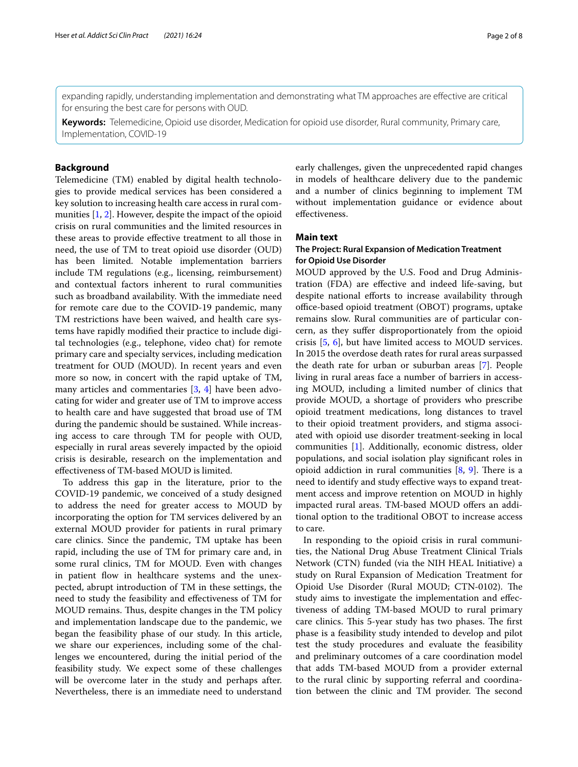expanding rapidly, understanding implementation and demonstrating what TM approaches are effective are critical for ensuring the best care for persons with OUD.

**Keywords:** Telemedicine, Opioid use disorder, Medication for opioid use disorder, Rural community, Primary care, Implementation, COVID-19

## Background

Telemedicine (TM) enabled by digital health technologies to provide medical services has been considered a key solution to increasing health care access in rural communities [1, 2]. However, despite the impact of the opioid crisis on rural communities and the limited resources in these areas to provide effective treatment to all those in need, the use of TM to treat opioid use disorder (OUD) has been limited. Notable implementation barriers include TM regulations (e.g., licensing, reimbursement) and contextual factors inherent to rural communities such as broadband availability. With the immediate need for remote care due to the COVID-19 pandemic, many TM restrictions have been waived, and health care systems have rapidly modified their practice to include digital technologies (e.g., telephone, video chat) for remote primary care and specialty services, including medication treatment for OUD (MOUD). In recent years and even more so now, in concert with the rapid uptake of TM, many articles and commentaries [3, 4] have been advocating for wider and greater use of TM to improve access to health care and have suggested that broad use of TM during the pandemic should be sustained. While increasing access to care through TM for people with OUD, especially in rural areas severely impacted by the opioid crisis is desirable, research on the implementation and effectiveness of TM-based MOUD is limited.

To address this gap in the literature, prior to the COVID-19 pandemic, we conceived of a study designed to address the need for greater access to MOUD by incorporating the option for TM services delivered by an external MOUD provider for patients in rural primary care clinics. Since the pandemic, TM uptake has been rapid, including the use of TM for primary care and, in some rural clinics, TM for MOUD. Even with changes in patient flow in healthcare systems and the unexpected, abrupt introduction of TM in these settings, the need to study the feasibility and effectiveness of TM for MOUD remains. Thus, despite changes in the TM policy and implementation landscape due to the pandemic, we began the feasibility phase of our study. In this article, we share our experiences, including some of the challenges we encountered, during the initial period of the feasibility study. We expect some of these challenges will be overcome later in the study and perhaps after. Nevertheless, there is an immediate need to understand early challenges, given the unprecedented rapid changes in models of healthcare delivery due to the pandemic and a number of clinics beginning to implement TM without implementation guidance or evidence about effectiveness.

## Main text

### The Project: Rural Expansion of Medication Treatment for Opioid Use Disorder

MOUD approved by the U.S. Food and Drug Administration (FDA) are effective and indeed life-saving, but despite national efforts to increase availability through office-based opioid treatment (OBOT) programs, uptake remains slow. Rural communities are of particular concern, as they suffer disproportionately from the opioid crisis [5, 6], but have limited access to MOUD services. In 2015 the overdose death rates for rural areas surpassed the death rate for urban or suburban areas [7]. People living in rural areas face a number of barriers in accessing MOUD, including a limited number of clinics that provide MOUD, a shortage of providers who prescribe opioid treatment medications, long distances to travel to their opioid treatment providers, and stigma associated with opioid use disorder treatment-seeking in local communities [1]. Additionally, economic distress, older populations, and social isolation play significant roles in opioid addiction in rural communities [8, 9]. There is a need to identify and study effective ways to expand treatment access and improve retention on MOUD in highly impacted rural areas. TM-based MOUD offers an additional option to the traditional OBOT to increase access to care.

In responding to the opioid crisis in rural communities, the National Drug Abuse Treatment Clinical Trials Network (CTN) funded (via the NIH HEAL Initiative) a study on Rural Expansion of Medication Treatment for Opioid Use Disorder (Rural MOUD; CTN-0102). The study aims to investigate the implementation and effectiveness of adding TM-based MOUD to rural primary care clinics. This 5-year study has two phases. The first phase is a feasibility study intended to develop and pilot test the study procedures and evaluate the feasibility and preliminary outcomes of a care coordination model that adds TM-based MOUD from a provider external to the rural clinic by supporting referral and coordination between the clinic and TM provider. The second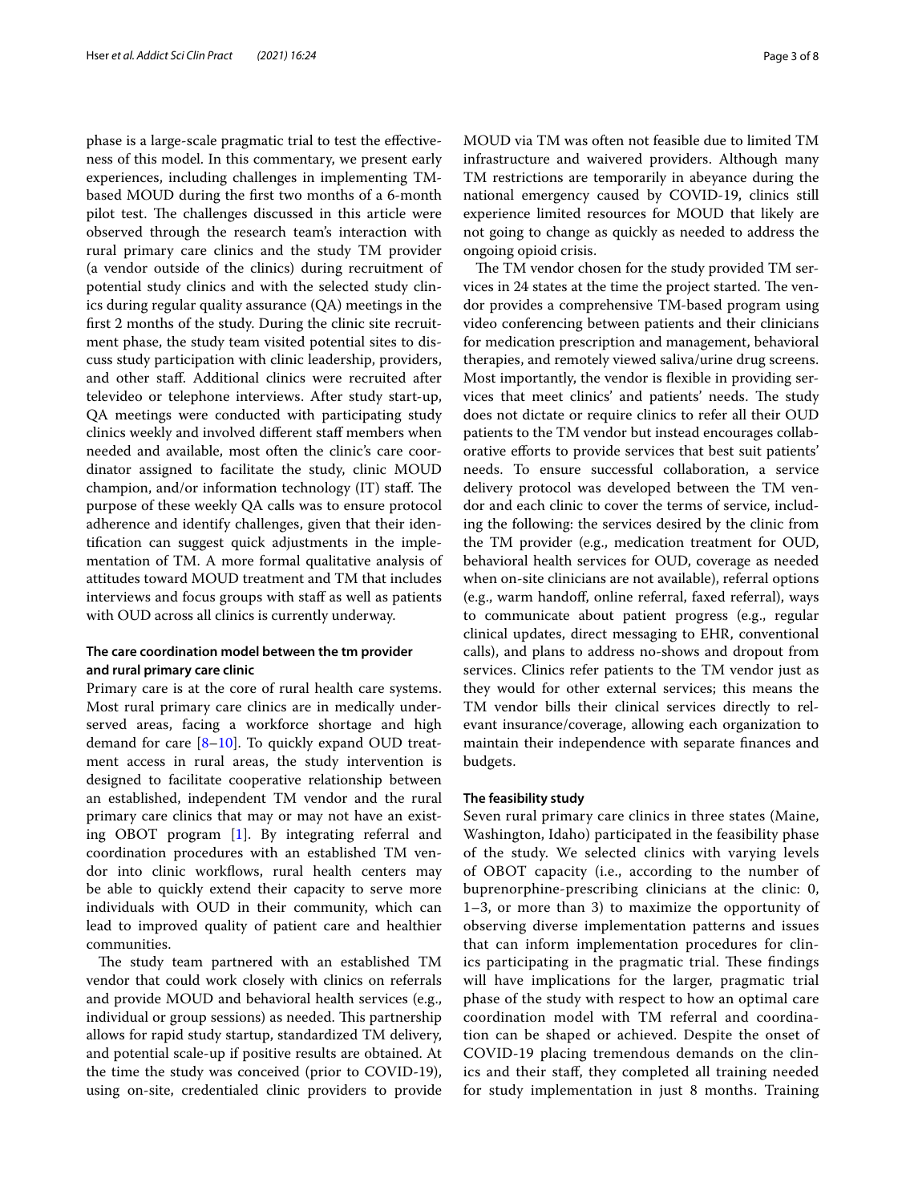phase is a large-scale pragmatic trial to test the effectiveness of this model. In this commentary, we present early experiences, including challenges in implementing TM-based MOUD during the first two months of a 6-month pilot test. The challenges discussed in this article were observed through the research team's interaction with rural primary care clinics and the study TM provider (a vendor outside of the clinics) during recruitment of potential study clinics and with the selected study clinics during regular quality assurance (QA) meetings in the first 2 months of the study. During the clinic site recruitment phase, the study team visited potential sites to discuss study participation with clinic leadership, providers, and other staff. Additional clinics were recruited after televideo or telephone interviews. After study start-up, QA meetings were conducted with participating study clinics weekly and involved different staff members when needed and available, most often the clinic's care coordinator assigned to facilitate the study, clinic MOUD champion, and/or information technology (IT) staff. The purpose of these weekly QA calls was to ensure protocol adherence and identify challenges, given that their identification can suggest quick adjustments in the implementation of TM. A more formal qualitative analysis of attitudes toward MOUD treatment and TM that includes interviews and focus groups with staff as well as patients with OUD across all clinics is currently underway.

## The care coordination model between the tm provider and rural primary care clinic

Primary care is at the core of rural health care systems. Most rural primary care clinics are in medically underserved areas, facing a workforce shortage and high demand for care [8–10]. To quickly expand OUD treatment access in rural areas, the study intervention is designed to facilitate cooperative relationship between an established, independent TM vendor and the rural primary care clinics that may or may not have an existing OBOT program [1]. By integrating referral and coordination procedures with an established TM vendor into clinic workflows, rural health centers may be able to quickly extend their capacity to serve more individuals with OUD in their community, which can lead to improved quality of patient care and healthier communities.

The study team partnered with an established TM vendor that could work closely with clinics on referrals and provide MOUD and behavioral health services (e.g., individual or group sessions) as needed. This partnership allows for rapid study startup, standardized TM delivery, and potential scale-up if positive results are obtained. At the time the study was conceived (prior to COVID-19), using on-site, credentialed clinic providers to provide MOUD via TM was often not feasible due to limited TM infrastructure and waivered providers. Although many TM restrictions are temporarily in abeyance during the national emergency caused by COVID-19, clinics still experience limited resources for MOUD that likely are not going to change as quickly as needed to address the ongoing opioid crisis.

The TM vendor chosen for the study provided TM services in 24 states at the time the project started. The vendor provides a comprehensive TM-based program using video conferencing between patients and their clinicians for medication prescription and management, behavioral therapies, and remotely viewed saliva/urine drug screens. Most importantly, the vendor is flexible in providing services that meet clinics' and patients' needs. The study does not dictate or require clinics to refer all their OUD patients to the TM vendor but instead encourages collaborative efforts to provide services that best suit patients' needs. To ensure successful collaboration, a service delivery protocol was developed between the TM vendor and each clinic to cover the terms of service, including the following: the services desired by the clinic from the TM provider (e.g., medication treatment for OUD, behavioral health services for OUD, coverage as needed when on-site clinicians are not available), referral options (e.g., warm handoff, online referral, faxed referral), ways to communicate about patient progress (e.g., regular clinical updates, direct messaging to EHR, conventional calls), and plans to address no-shows and dropout from services. Clinics refer patients to the TM vendor just as they would for other external services; this means the TM vendor bills their clinical services directly to relevant insurance/coverage, allowing each organization to maintain their independence with separate finances and budgets.

## The feasibility study

Seven rural primary care clinics in three states (Maine, Washington, Idaho) participated in the feasibility phase of the study. We selected clinics with varying levels of OBOT capacity (i.e., according to the number of buprenorphine-prescribing clinicians at the clinic: 0, 1–3, or more than 3) to maximize the opportunity of observing diverse implementation patterns and issues that can inform implementation procedures for clinics participating in the pragmatic trial. These findings will have implications for the larger, pragmatic trial phase of the study with respect to how an optimal care coordination model with TM referral and coordination can be shaped or achieved. Despite the onset of COVID-19 placing tremendous demands on the clinics and their staff, they completed all training needed for study implementation in just 8 months. Training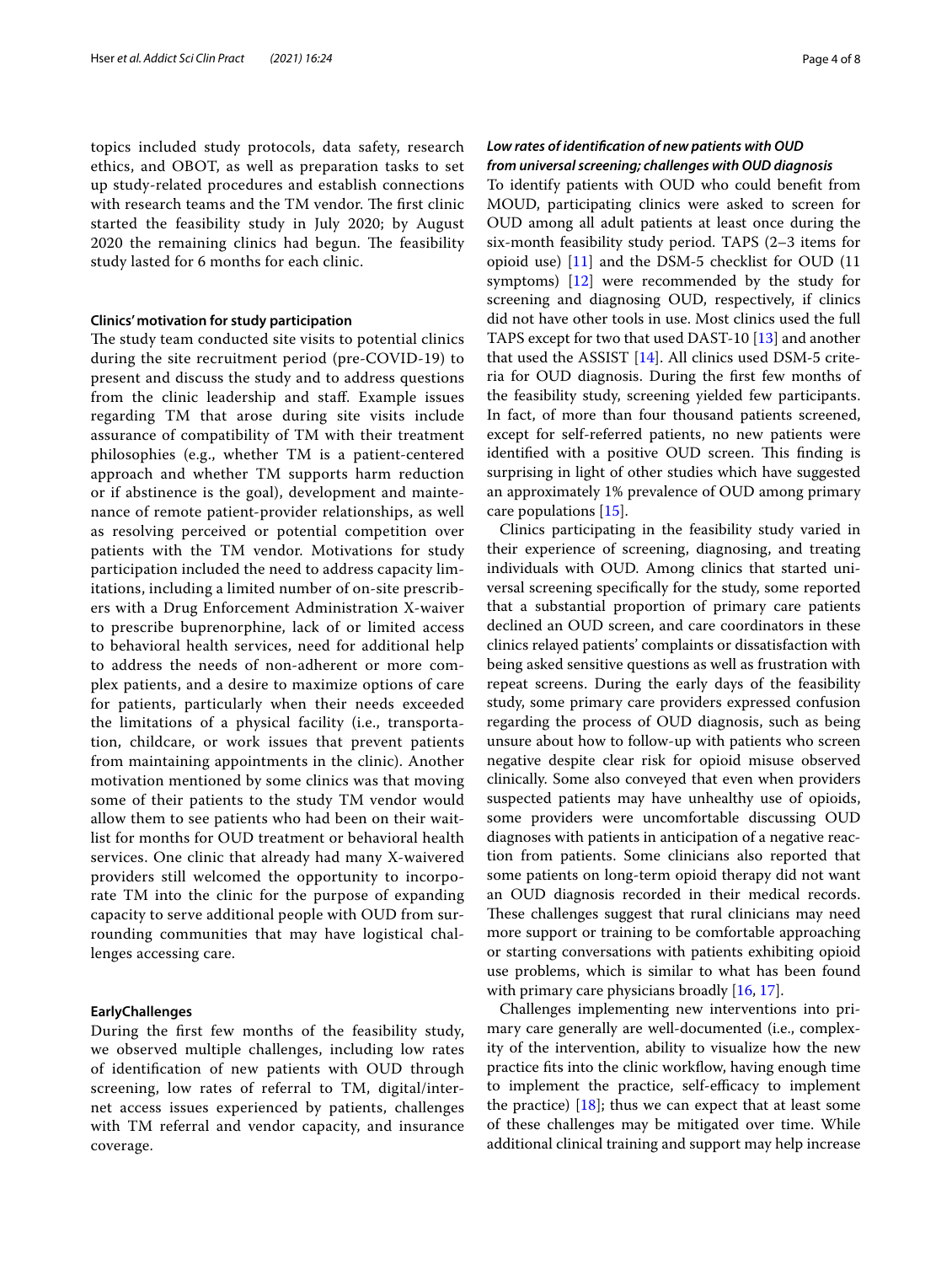topics included study protocols, data safety, research ethics, and OBOT, as well as preparation tasks to set up study-related procedures and establish connections with research teams and the TM vendor. The first clinic started the feasibility study in July 2020; by August 2020 the remaining clinics had begun. The feasibility study lasted for 6 months for each clinic.

#### Clinics' motivation for study participation

The study team conducted site visits to potential clinics during the site recruitment period (pre-COVID-19) to present and discuss the study and to address questions from the clinic leadership and staff. Example issues regarding TM that arose during site visits include assurance of compatibility of TM with their treatment philosophies (e.g., whether TM is a patient-centered approach and whether TM supports harm reduction or if abstinence is the goal), development and maintenance of remote patient-provider relationships, as well as resolving perceived or potential competition over patients with the TM vendor. Motivations for study participation included the need to address capacity limitations, including a limited number of on-site prescribers with a Drug Enforcement Administration X-waiver to prescribe buprenorphine, lack of or limited access to behavioral health services, need for additional help to address the needs of non-adherent or more complex patients, and a desire to maximize options of care for patients, particularly when their needs exceeded the limitations of a physical facility (i.e., transportation, childcare, or work issues that prevent patients from maintaining appointments in the clinic). Another motivation mentioned by some clinics was that moving some of their patients to the study TM vendor would allow them to see patients who had been on their waitlist for months for OUD treatment or behavioral health services. One clinic that already had many X-waivered providers still welcomed the opportunity to incorporate TM into the clinic for the purpose of expanding capacity to serve additional people with OUD from surrounding communities that may have logistical challenges accessing care.

#### EarlyChallenges

During the first few months of the feasibility study, we observed multiple challenges, including low rates of identification of new patients with OUD through screening, low rates of referral to TM, digital/internet access issues experienced by patients, challenges with TM referral and vendor capacity, and insurance coverage.

##### *Low rates of identification of new patients with OUD from universal screening; challenges with OUD diagnosis*

To identify patients with OUD who could benefit from MOUD, participating clinics were asked to screen for OUD among all adult patients at least once during the six-month feasibility study period. TAPS (2–3 items for opioid use) [11] and the DSM-5 checklist for OUD (11 symptoms) [12] were recommended by the study for screening and diagnosing OUD, respectively, if clinics did not have other tools in use. Most clinics used the full TAPS except for two that used DAST-10 [13] and another that used the ASSIST [14]. All clinics used DSM-5 criteria for OUD diagnosis. During the first few months of the feasibility study, screening yielded few participants. In fact, of more than four thousand patients screened, except for self-referred patients, no new patients were identified with a positive OUD screen. This finding is surprising in light of other studies which have suggested an approximately 1% prevalence of OUD among primary care populations [15].

Clinics participating in the feasibility study varied in their experience of screening, diagnosing, and treating individuals with OUD. Among clinics that started universal screening specifically for the study, some reported that a substantial proportion of primary care patients declined an OUD screen, and care coordinators in these clinics relayed patients' complaints or dissatisfaction with being asked sensitive questions as well as frustration with repeat screens. During the early days of the feasibility study, some primary care providers expressed confusion regarding the process of OUD diagnosis, such as being unsure about how to follow-up with patients who screen negative despite clear risk for opioid misuse observed clinically. Some also conveyed that even when providers suspected patients may have unhealthy use of opioids, some providers were uncomfortable discussing OUD diagnoses with patients in anticipation of a negative reaction from patients. Some clinicians also reported that some patients on long-term opioid therapy did not want an OUD diagnosis recorded in their medical records. These challenges suggest that rural clinicians may need more support or training to be comfortable approaching or starting conversations with patients exhibiting opioid use problems, which is similar to what has been found with primary care physicians broadly [16, 17].

Challenges implementing new interventions into primary care generally are well-documented (i.e., complexity of the intervention, ability to visualize how the new practice fits into the clinic workflow, having enough time to implement the practice, self-efficacy to implement the practice) [18]; thus we can expect that at least some of these challenges may be mitigated over time. While additional clinical training and support may help increase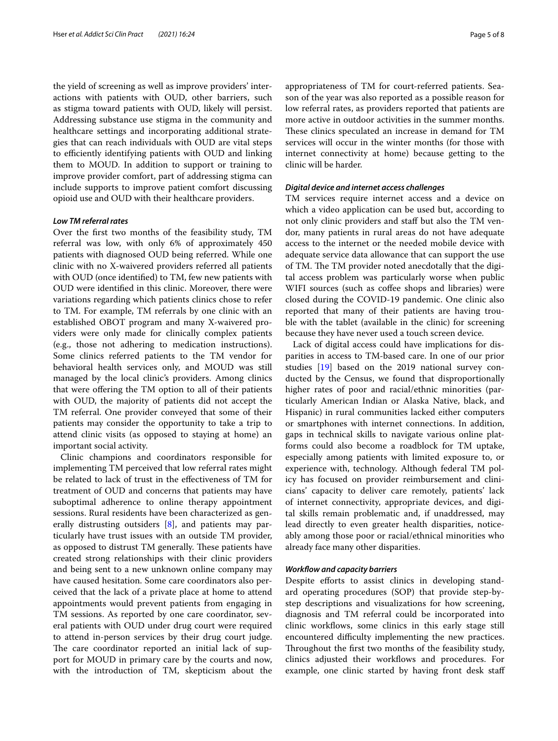the yield of screening as well as improve providers' interactions with patients with OUD, other barriers, such as stigma toward patients with OUD, likely will persist. Addressing substance use stigma in the community and healthcare settings and incorporating additional strategies that can reach individuals with OUD are vital steps to efficiently identifying patients with OUD and linking them to MOUD. In addition to support or training to improve provider comfort, part of addressing stigma can include supports to improve patient comfort discussing opioid use and OUD with their healthcare providers.

### *Low TM referral rates*

Over the first two months of the feasibility study, TM referral was low, with only 6% of approximately 450 patients with diagnosed OUD being referred. While one clinic with no X-waivered providers referred all patients with OUD (once identified) to TM, few new patients with OUD were identified in this clinic. Moreover, there were variations regarding which patients clinics chose to refer to TM. For example, TM referrals by one clinic with an established OBOT program and many X-waivered providers were only made for clinically complex patients (e.g., those not adhering to medication instructions). Some clinics referred patients to the TM vendor for behavioral health services only, and MOUD was still managed by the local clinic's providers. Among clinics that were offering the TM option to all of their patients with OUD, the majority of patients did not accept the TM referral. One provider conveyed that some of their patients may consider the opportunity to take a trip to attend clinic visits (as opposed to staying at home) an important social activity.

Clinic champions and coordinators responsible for implementing TM perceived that low referral rates might be related to lack of trust in the effectiveness of TM for treatment of OUD and concerns that patients may have suboptimal adherence to online therapy appointment sessions. Rural residents have been characterized as generally distrusting outsiders [8], and patients may particularly have trust issues with an outside TM provider, as opposed to distrust TM generally. These patients have created strong relationships with their clinic providers and being sent to a new unknown online company may have caused hesitation. Some care coordinators also perceived that the lack of a private place at home to attend appointments would prevent patients from engaging in TM sessions. As reported by one care coordinator, several patients with OUD under drug court were required to attend in-person services by their drug court judge. The care coordinator reported an initial lack of support for MOUD in primary care by the courts and now, with the introduction of TM, skepticism about the appropriateness of TM for court-referred patients. Season of the year was also reported as a possible reason for low referral rates, as providers reported that patients are more active in outdoor activities in the summer months. These clinics speculated an increase in demand for TM services will occur in the winter months (for those with internet connectivity at home) because getting to the clinic will be harder.

### *Digital device and internet access challenges*

TM services require internet access and a device on which a video application can be used but, according to not only clinic providers and staff but also the TM vendor, many patients in rural areas do not have adequate access to the internet or the needed mobile device with adequate service data allowance that can support the use of TM. The TM provider noted anecdotally that the digital access problem was particularly worse when public WIFI sources (such as coffee shops and libraries) were closed during the COVID-19 pandemic. One clinic also reported that many of their patients are having trouble with the tablet (available in the clinic) for screening because they have never used a touch screen device.

Lack of digital access could have implications for disparities in access to TM-based care. In one of our prior studies [19] based on the 2019 national survey conducted by the Census, we found that disproportionally higher rates of poor and racial/ethnic minorities (particularly American Indian or Alaska Native, black, and Hispanic) in rural communities lacked either computers or smartphones with internet connections. In addition, gaps in technical skills to navigate various online platforms could also become a roadblock for TM uptake, especially among patients with limited exposure to, or experience with, technology. Although federal TM policy has focused on provider reimbursement and clinicians' capacity to deliver care remotely, patients' lack of internet connectivity, appropriate devices, and digital skills remain problematic and, if unaddressed, may lead directly to even greater health disparities, noticeably among those poor or racial/ethnical minorities who already face many other disparities.

### *Workflow and capacity barriers*

Despite efforts to assist clinics in developing standard operating procedures (SOP) that provide step-by-step descriptions and visualizations for how screening, diagnosis and TM referral could be incorporated into clinic workflows, some clinics in this early stage still encountered difficulty implementing the new practices. Throughout the first two months of the feasibility study, clinics adjusted their workflows and procedures. For example, one clinic started by having front desk staff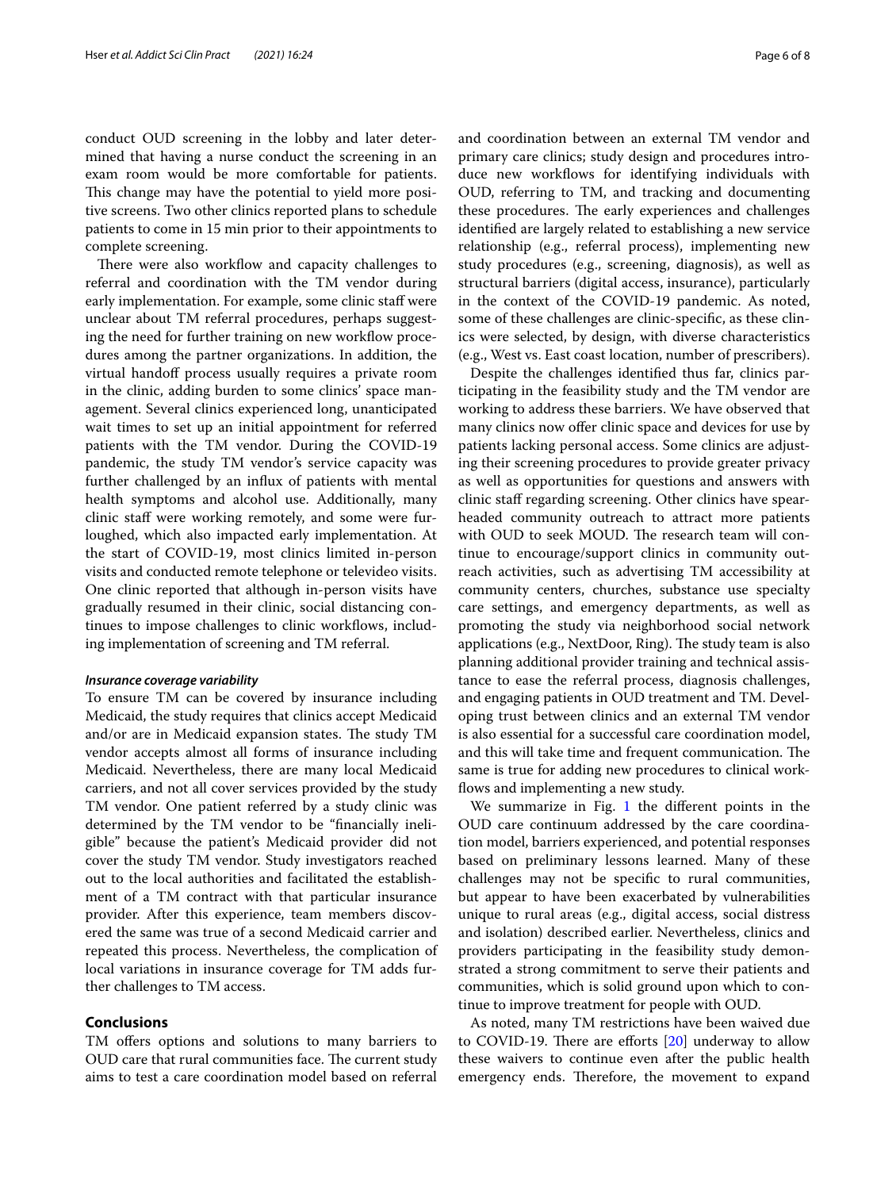conduct OUD screening in the lobby and later determined that having a nurse conduct the screening in an exam room would be more comfortable for patients. This change may have the potential to yield more positive screens. Two other clinics reported plans to schedule patients to come in 15 min prior to their appointments to complete screening.

There were also workflow and capacity challenges to referral and coordination with the TM vendor during early implementation. For example, some clinic staff were unclear about TM referral procedures, perhaps suggesting the need for further training on new workflow procedures among the partner organizations. In addition, the virtual handoff process usually requires a private room in the clinic, adding burden to some clinics' space management. Several clinics experienced long, unanticipated wait times to set up an initial appointment for referred patients with the TM vendor. During the COVID-19 pandemic, the study TM vendor's service capacity was further challenged by an influx of patients with mental health symptoms and alcohol use. Additionally, many clinic staff were working remotely, and some were furloughed, which also impacted early implementation. At the start of COVID-19, most clinics limited in-person visits and conducted remote telephone or televideo visits. One clinic reported that although in-person visits have gradually resumed in their clinic, social distancing continues to impose challenges to clinic workflows, including implementation of screening and TM referral.

#### *Insurance coverage variability*

To ensure TM can be covered by insurance including Medicaid, the study requires that clinics accept Medicaid and/or are in Medicaid expansion states. The study TM vendor accepts almost all forms of insurance including Medicaid. Nevertheless, there are many local Medicaid carriers, and not all cover services provided by the study TM vendor. One patient referred by a study clinic was determined by the TM vendor to be "financially ineligible" because the patient's Medicaid provider did not cover the study TM vendor. Study investigators reached out to the local authorities and facilitated the establishment of a TM contract with that particular insurance provider. After this experience, team members discovered the same was true of a second Medicaid carrier and repeated this process. Nevertheless, the complication of local variations in insurance coverage for TM adds further challenges to TM access.

## Conclusions

TM offers options and solutions to many barriers to OUD care that rural communities face. The current study aims to test a care coordination model based on referral and coordination between an external TM vendor and primary care clinics; study design and procedures introduce new workflows for identifying individuals with OUD, referring to TM, and tracking and documenting these procedures. The early experiences and challenges identified are largely related to establishing a new service relationship (e.g., referral process), implementing new study procedures (e.g., screening, diagnosis), as well as structural barriers (digital access, insurance), particularly in the context of the COVID-19 pandemic. As noted, some of these challenges are clinic-specific, as these clinics were selected, by design, with diverse characteristics (e.g., West vs. East coast location, number of prescribers).

Despite the challenges identified thus far, clinics participating in the feasibility study and the TM vendor are working to address these barriers. We have observed that many clinics now offer clinic space and devices for use by patients lacking personal access. Some clinics are adjusting their screening procedures to provide greater privacy as well as opportunities for questions and answers with clinic staff regarding screening. Other clinics have spearheaded community outreach to attract more patients with OUD to seek MOUD. The research team will continue to encourage/support clinics in community outreach activities, such as advertising TM accessibility at community centers, churches, substance use specialty care settings, and emergency departments, as well as promoting the study via neighborhood social network applications (e.g., NextDoor, Ring). The study team is also planning additional provider training and technical assistance to ease the referral process, diagnosis challenges, and engaging patients in OUD treatment and TM. Developing trust between clinics and an external TM vendor is also essential for a successful care coordination model, and this will take time and frequent communication. The same is true for adding new procedures to clinical workflows and implementing a new study.

We summarize in Fig. 1 the different points in the OUD care continuum addressed by the care coordination model, barriers experienced, and potential responses based on preliminary lessons learned. Many of these challenges may not be specific to rural communities, but appear to have been exacerbated by vulnerabilities unique to rural areas (e.g., digital access, social distress and isolation) described earlier. Nevertheless, clinics and providers participating in the feasibility study demonstrated a strong commitment to serve their patients and communities, which is solid ground upon which to continue to improve treatment for people with OUD.

As noted, many TM restrictions have been waived due to COVID-19. There are efforts [20] underway to allow these waivers to continue even after the public health emergency ends. Therefore, the movement to expand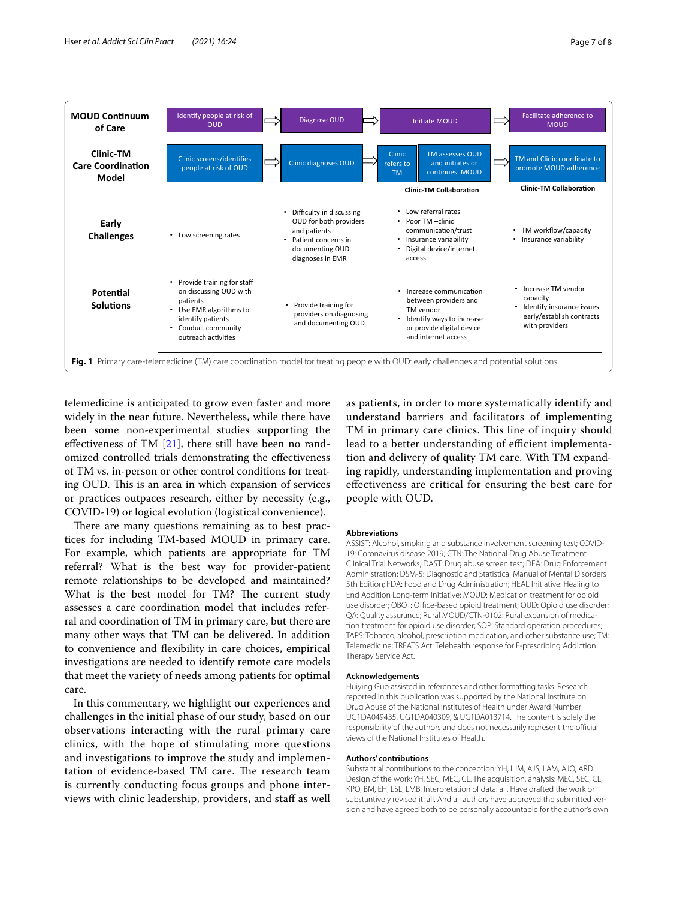| MOUD Continuum of Care | Identify people at risk of OUD | Diagnose OUD | Initiate MOUD | Facilitate adherence to MOUD |
|---|---|---|---|---|
| Clinic-TM Care Coordination Model | Clinic screens/identifies people at risk of OUD | Clinic diagnoses OUD | Clinic refers to TM → TM assesses OUD and initiates or continues MOUD (Clinic-TM Collaboration) | TM and Clinic coordinate to promote MOUD adherence (Clinic-TM Collaboration) |
| Early Challenges | • Low screening rates | • Difficulty in discussing OUD for both providers and patients<br>• Patient concerns in documenting OUD diagnoses in EMR | • Low referral rates<br>• Poor TM –clinic communication/trust<br>• Insurance variability<br>• Digital device/internet access | • TM workflow/capacity<br>• Insurance variability |
| Potential Solutions | • Provide training for staff on discussing OUD with patients<br>• Use EMR algorithms to identify patients<br>• Conduct community outreach activities | • Provide training for providers on diagnosing and documenting OUD | • Increase communication between providers and TM vendor<br>• Identify ways to increase or provide digital device and internet access | • Increase TM vendor capacity<br>• Identify insurance issues early/establish contracts with providers |

**Fig. 1** Primary care-telemedicine (TM) care coordination model for treating people with OUD: early challenges and potential solutions

telemedicine is anticipated to grow even faster and more widely in the near future. Nevertheless, while there have been some non-experimental studies supporting the effectiveness of TM [21], there still have been no randomized controlled trials demonstrating the effectiveness of TM vs. in-person or other control conditions for treating OUD. This is an area in which expansion of services or practices outpaces research, either by necessity (e.g., COVID-19) or logical evolution (logistical convenience).

There are many questions remaining as to best practices for including TM-based MOUD in primary care. For example, which patients are appropriate for TM referral? What is the best way for provider-patient remote relationships to be developed and maintained? What is the best model for TM? The current study assesses a care coordination model that includes referral and coordination of TM in primary care, but there are many other ways that TM can be delivered. In addition to convenience and flexibility in care choices, empirical investigations are needed to identify remote care models that meet the variety of needs among patients for optimal care.

In this commentary, we highlight our experiences and challenges in the initial phase of our study, based on our observations interacting with the rural primary care clinics, with the hope of stimulating more questions and investigations to improve the study and implementation of evidence-based TM care. The research team is currently conducting focus groups and phone interviews with clinic leadership, providers, and staff as well as patients, in order to more systematically identify and understand barriers and facilitators of implementing TM in primary care clinics. This line of inquiry should lead to a better understanding of efficient implementation and delivery of quality TM care. With TM expanding rapidly, understanding implementation and proving effectiveness are critical for ensuring the best care for people with OUD.

### Abbreviations

ASSIST: Alcohol, smoking and substance involvement screening test; COVID-19: Coronavirus disease 2019; CTN: The National Drug Abuse Treatment Clinical Trial Networks; DAST: Drug abuse screen test; DEA: Drug Enforcement Administration; DSM-5: Diagnostic and Statistical Manual of Mental Disorders 5th Edition; FDA: Food and Drug Administration; HEAL Initiative: Healing to End Addition Long-term Initiative; MOUD: Medication treatment for opioid use disorder; OBOT: Office-based opioid treatment; OUD: Opioid use disorder; QA: Quality assurance; Rural MOUD/CTN-0102: Rural expansion of medication treatment for opioid use disorder; SOP: Standard operation procedures; TAPS: Tobacco, alcohol, prescription medication, and other substance use; TM: Telemedicine; TREATS Act: Telehealth response for E-prescribing Addiction Therapy Service Act.

### Acknowledgements

Huiying Guo assisted in references and other formatting tasks. Research reported in this publication was supported by the National Institute on Drug Abuse of the National Institutes of Health under Award Number UG1DA049435, UG1DA040309, & UG1DA013714. The content is solely the responsibility of the authors and does not necessarily represent the official views of the National Institutes of Health.

### Authors' contributions

Substantial contributions to the conception: YH, LJM, AJS, LAM, AJO, ARD. Design of the work: YH, SEC, MEC, CL. The acquisition, analysis: MEC, SEC, CL, KPO, BM, EH, LSL, LMB. Interpretation of data: all. Have drafted the work or substantively revised it: all. And all authors have approved the submitted version and have agreed both to be personally accountable for the author's own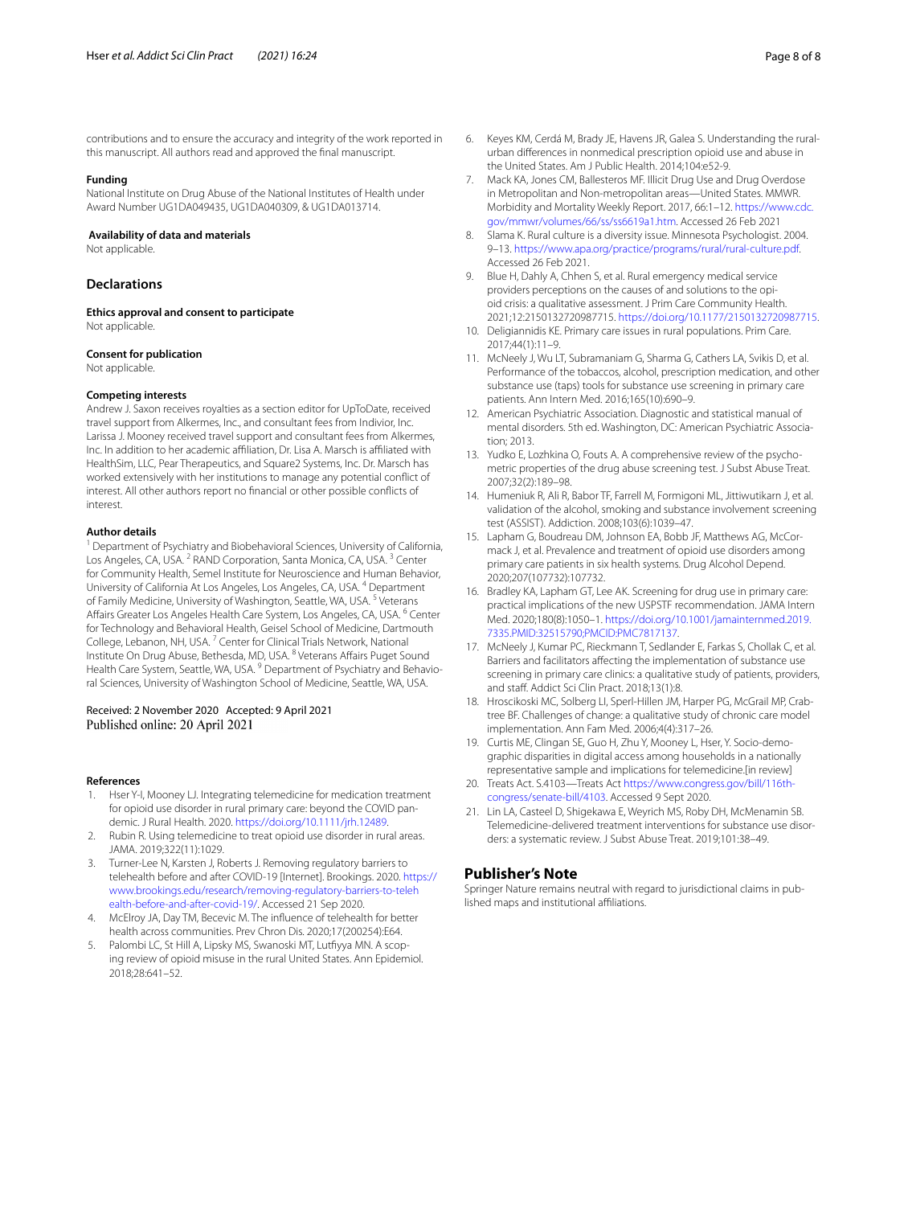contributions and to ensure the accuracy and integrity of the work reported in this manuscript. All authors read and approved the final manuscript.

#### Funding

National Institute on Drug Abuse of the National Institutes of Health under Award Number UG1DA049435, UG1DA040309, & UG1DA013714.

#### Availability of data and materials

Not applicable.

## Declarations

#### Ethics approval and consent to participate

Not applicable.

#### Consent for publication

Not applicable.

#### Competing interests

Andrew J. Saxon receives royalties as a section editor for UpToDate, received travel support from Alkermes, Inc., and consultant fees from Indivior, Inc. Larissa J. Mooney received travel support and consultant fees from Alkermes, Inc. In addition to her academic affiliation, Dr. Lisa A. Marsch is affiliated with HealthSim, LLC, Pear Therapeutics, and Square2 Systems, Inc. Dr. Marsch has worked extensively with her institutions to manage any potential conflict of interest. All other authors report no financial or other possible conflicts of interest.

#### Author details

[1] Department of Psychiatry and Biobehavioral Sciences, University of California, Los Angeles, CA, USA. [2] RAND Corporation, Santa Monica, CA, USA. [3] Center for Community Health, Semel Institute for Neuroscience and Human Behavior, University of California At Los Angeles, Los Angeles, CA, USA. [4] Department of Family Medicine, University of Washington, Seattle, WA, USA. [5] Veterans Affairs Greater Los Angeles Health Care System, Los Angeles, CA, USA. [6] Center for Technology and Behavioral Health, Geisel School of Medicine, Dartmouth College, Lebanon, NH, USA. [7] Center for Clinical Trials Network, National Institute On Drug Abuse, Bethesda, MD, USA. [8] Veterans Affairs Puget Sound Health Care System, Seattle, WA, USA. [9] Department of Psychiatry and Behavioral Sciences, University of Washington School of Medicine, Seattle, WA, USA.

Received: 2 November 2020 Accepted: 9 April 2021
Published online: 20 April 2021

#### References

1. Hser Y-I, Mooney LJ. Integrating telemedicine for medication treatment for opioid use disorder in rural primary care: beyond the COVID pandemic. J Rural Health. 2020. https://doi.org/10.1111/jrh.12489.
2. Rubin R. Using telemedicine to treat opioid use disorder in rural areas. JAMA. 2019;322(11):1029.
3. Turner-Lee N, Karsten J, Roberts J. Removing regulatory barriers to telehealth before and after COVID-19 [Internet]. Brookings. 2020. https://www.brookings.edu/research/removing-regulatory-barriers-to-telehealth-before-and-after-covid-19/. Accessed 21 Sep 2020.
4. McElroy JA, Day TM, Becevic M. The influence of telehealth for better health across communities. Prev Chron Dis. 2020;17(200254):E64.
5. Palombi LC, St Hill A, Lipsky MS, Swanoski MT, Lutfiyya MN. A scoping review of opioid misuse in the rural United States. Ann Epidemiol. 2018;28:641–52.
6. Keyes KM, Cerdá M, Brady JE, Havens JR, Galea S. Understanding the rural-urban differences in nonmedical prescription opioid use and abuse in the United States. Am J Public Health. 2014;104:e52-9.
7. Mack KA, Jones CM, Ballesteros MF. Illicit Drug Use and Drug Overdose in Metropolitan and Non-metropolitan areas—United States. MMWR. Morbidity and Mortality Weekly Report. 2017, 66:1–12. https://www.cdc.gov/mmwr/volumes/66/ss/ss6619a1.htm. Accessed 26 Feb 2021
8. Slama K. Rural culture is a diversity issue. Minnesota Psychologist. 2004. 9–13. https://www.apa.org/practice/programs/rural/rural-culture.pdf. Accessed 26 Feb 2021.
9. Blue H, Dahly A, Chhen S, et al. Rural emergency medical service providers perceptions on the causes of and solutions to the opioid crisis: a qualitative assessment. J Prim Care Community Health. 2021;12:2150132720987715. https://doi.org/10.1177/2150132720987715.
10. Deligiannidis KE. Primary care issues in rural populations. Prim Care. 2017;44(1):11–9.
11. McNeely J, Wu LT, Subramaniam G, Sharma G, Cathers LA, Svikis D, et al. Performance of the tobaccos, alcohol, prescription medication, and other substance use (taps) tools for substance use screening in primary care patients. Ann Intern Med. 2016;165(10):690–9.
12. American Psychiatric Association. Diagnostic and statistical manual of mental disorders. 5th ed. Washington, DC: American Psychiatric Association; 2013.
13. Yudko E, Lozhkina O, Fouts A. A comprehensive review of the psychometric properties of the drug abuse screening test. J Subst Abuse Treat. 2007;32(2):189–98.
14. Humeniuk R, Ali R, Babor TF, Farrell M, Formigoni ML, Jittiwutikarn J, et al. validation of the alcohol, smoking and substance involvement screening test (ASSIST). Addiction. 2008;103(6):1039–47.
15. Lapham G, Boudreau DM, Johnson EA, Bobb JF, Matthews AG, McCormack J, et al. Prevalence and treatment of opioid use disorders among primary care patients in six health systems. Drug Alcohol Depend. 2020;207(107732):107732.
16. Bradley KA, Lapham GT, Lee AK. Screening for drug use in primary care: practical implications of the new USPSTF recommendation. JAMA Intern Med. 2020;180(8):1050–1. https://doi.org/10.1001/jamainternmed.2019.7335.PMID:32515790;PMCID:PMC7817137.
17. McNeely J, Kumar PC, Rieckmann T, Sedlander E, Farkas S, Chollak C, et al. Barriers and facilitators affecting the implementation of substance use screening in primary care clinics: a qualitative study of patients, providers, and staff. Addict Sci Clin Pract. 2018;13(1):8.
18. Hroscikoski MC, Solberg LI, Sperl-Hillen JM, Harper PG, McGrail MP, Crabtree BF. Challenges of change: a qualitative study of chronic care model implementation. Ann Fam Med. 2006;4(4):317–26.
19. Curtis ME, Clingan SE, Guo H, Zhu Y, Mooney L, Hser, Y. Socio-demographic disparities in digital access among households in a nationally representative sample and implications for telemedicine.[in review]
20. Treats Act. S.4103—Treats Act https://www.congress.gov/bill/116th-congress/senate-bill/4103. Accessed 9 Sept 2020.
21. Lin LA, Casteel D, Shigekawa E, Weyrich MS, Roby DH, McMenamin SB. Telemedicine-delivered treatment interventions for substance use disorders: a systematic review. J Subst Abuse Treat. 2019;101:38–49.

## Publisher's Note

Springer Nature remains neutral with regard to jurisdictional claims in published maps and institutional affiliations.